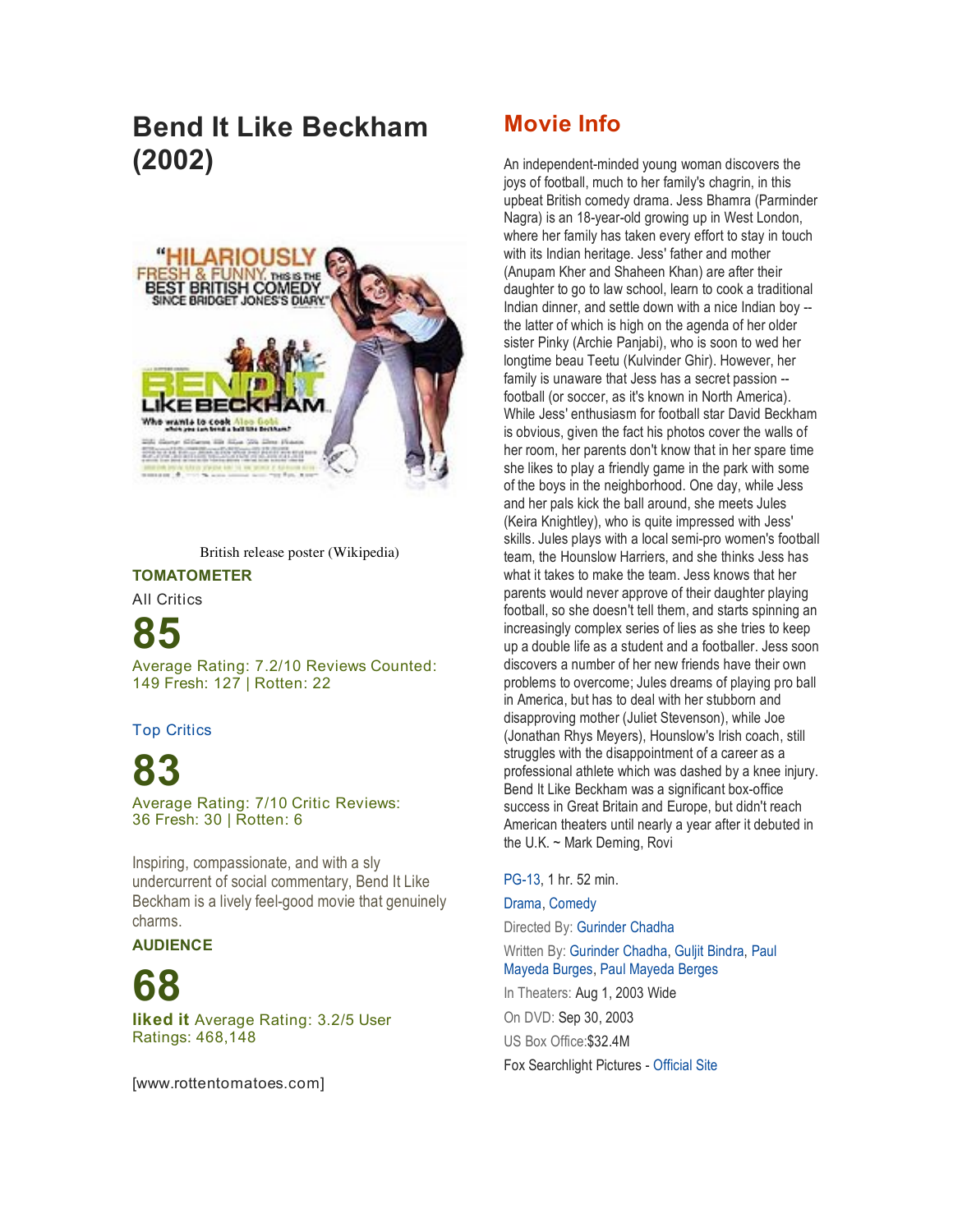# Bend It Like Beckham (2002)

British release poster (Wikipedia)

**TOMATOMETER**

All Critics

**85**

Average Rating: 7.2/10 Reviews Counted: 149 Fresh: 127 | Rotten: 22

Top Critics

**83**

Average Rating: 7/10 Critic Reviews: 36 Fresh: 30 | Rotten: 6

Inspiring, compassionate, and with a sly undercurrent of social commentary, Bend It Like Beckham is a lively feel-good movie that genuinely charms.

**AUDIENCE**

**68**

**liked it** Average Rating: 3.2/5 User Ratings: 468,148

[www.rottentomatoes.com]

## Movie Info

An independent-minded young woman discovers the joys of football, much to her family's chagrin, in this upbeat British comedy drama. Jess Bhamra (Parminder Nagra) is an 18-year-old growing up in West London, where her family has taken every effort to stay in touch with its Indian heritage. Jess' father and mother (Anupam Kher and Shaheen Khan) are after their daughter to go to law school, learn to cook a traditional Indian dinner, and settle down with a nice Indian boy -- the latter of which is high on the agenda of her older sister Pinky (Archie Panjabi), who is soon to wed her longtime beau Teetu (Kulvinder Ghir). However, her family is unaware that Jess has a secret passion -- football (or soccer, as it's known in North America). While Jess' enthusiasm for football star David Beckham is obvious, given the fact his photos cover the walls of her room, her parents don't know that in her spare time she likes to play a friendly game in the park with some of the boys in the neighborhood. One day, while Jess and her pals kick the ball around, she meets Jules (Keira Knightley), who is quite impressed with Jess' skills. Jules plays with a local semi-pro women's football team, the Hounslow Harriers, and she thinks Jess has what it takes to make the team. Jess knows that her parents would never approve of their daughter playing football, so she doesn't tell them, and starts spinning an increasingly complex series of lies as she tries to keep up a double life as a student and a footballer. Jess soon discovers a number of her new friends have their own problems to overcome; Jules dreams of playing pro ball in America, but has to deal with her stubborn and disapproving mother (Juliet Stevenson), while Joe (Jonathan Rhys Meyers), Hounslow's Irish coach, still struggles with the disappointment of a career as a professional athlete which was dashed by a knee injury. Bend It Like Beckham was a significant box-office success in Great Britain and Europe, but didn't reach American theaters until nearly a year after it debuted in the U.K. ~ Mark Deming, Rovi

PG-13, 1 hr. 52 min.

Drama, Comedy

Directed By: Gurinder Chadha

Written By: Gurinder Chadha, Guljit Bindra, Paul Mayeda Burges, Paul Mayeda Berges

In Theaters: Aug 1, 2003 Wide

On DVD: Sep 30, 2003

US Box Office: $32.4M

Fox Searchlight Pictures - Official Site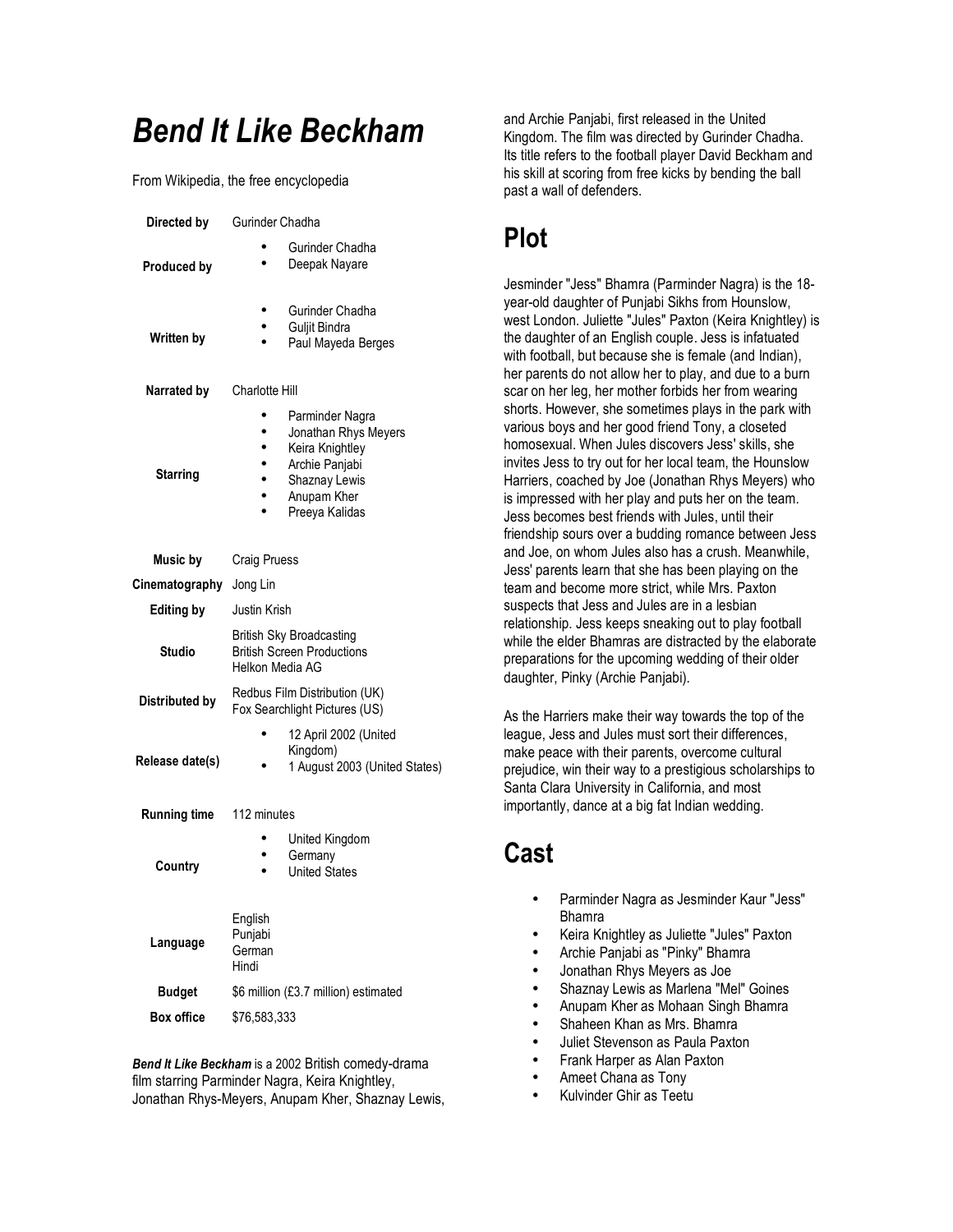# Bend It Like Beckham

From Wikipedia, the free encyclopedia

| | |
|---|---|
| **Directed by** | Gurinder Chadha |
| **Produced by** | • Gurinder Chadha<br>• Deepak Nayare |
| **Written by** | • Gurinder Chadha<br>• Guljit Bindra<br>• Paul Mayeda Berges |
| **Narrated by** | Charlotte Hill |
| **Starring** | • Parminder Nagra<br>• Jonathan Rhys Meyers<br>• Keira Knightley<br>• Archie Panjabi<br>• Shaznay Lewis<br>• Anupam Kher<br>• Preeya Kalidas |
| **Music by** | Craig Pruess |
| **Cinematography** | Jong Lin |
| **Editing by** | Justin Krish |
| **Studio** | British Sky Broadcasting<br>British Screen Productions<br>Helkon Media AG |
| **Distributed by** | Redbus Film Distribution (UK)<br>Fox Searchlight Pictures (US) |
| **Release date(s)** | • 12 April 2002 (United Kingdom)<br>• 1 August 2003 (United States) |
| **Running time** | 112 minutes |
| **Country** | • United Kingdom<br>• Germany<br>• United States |
| **Language** | English<br>Punjabi<br>German<br>Hindi |
| **Budget** | $6 million (£3.7 million) estimated |
| **Box office** | $76,583,333 |

***Bend It Like Beckham*** is a 2002 British comedy-drama film starring Parminder Nagra, Keira Knightley, Jonathan Rhys-Meyers, Anupam Kher, Shaznay Lewis, and Archie Panjabi, first released in the United Kingdom. The film was directed by Gurinder Chadha. Its title refers to the football player David Beckham and his skill at scoring from free kicks by bending the ball past a wall of defenders.

## Plot

Jesminder "Jess" Bhamra (Parminder Nagra) is the 18-year-old daughter of Punjabi Sikhs from Hounslow, west London. Juliette "Jules" Paxton (Keira Knightley) is the daughter of an English couple. Jess is infatuated with football, but because she is female (and Indian), her parents do not allow her to play, and due to a burn scar on her leg, her mother forbids her from wearing shorts. However, she sometimes plays in the park with various boys and her good friend Tony, a closeted homosexual. When Jules discovers Jess' skills, she invites Jess to try out for her local team, the Hounslow Harriers, coached by Joe (Jonathan Rhys Meyers) who is impressed with her play and puts her on the team. Jess becomes best friends with Jules, until their friendship sours over a budding romance between Jess and Joe, on whom Jules also has a crush. Meanwhile, Jess' parents learn that she has been playing on the team and become more strict, while Mrs. Paxton suspects that Jess and Jules are in a lesbian relationship. Jess keeps sneaking out to play football while the elder Bhamras are distracted by the elaborate preparations for the upcoming wedding of their older daughter, Pinky (Archie Panjabi).

As the Harriers make their way towards the top of the league, Jess and Jules must sort their differences, make peace with their parents, overcome cultural prejudice, win their way to a prestigious scholarships to Santa Clara University in California, and most importantly, dance at a big fat Indian wedding.

## Cast

- Parminder Nagra as Jesminder Kaur "Jess" Bhamra
- Keira Knightley as Juliette "Jules" Paxton
- Archie Panjabi as "Pinky" Bhamra
- Jonathan Rhys Meyers as Joe
- Shaznay Lewis as Marlena "Mel" Goines
- Anupam Kher as Mohaan Singh Bhamra
- Shaheen Khan as Mrs. Bhamra
- Juliet Stevenson as Paula Paxton
- Frank Harper as Alan Paxton
- Ameet Chana as Tony
- Kulvinder Ghir as Teetu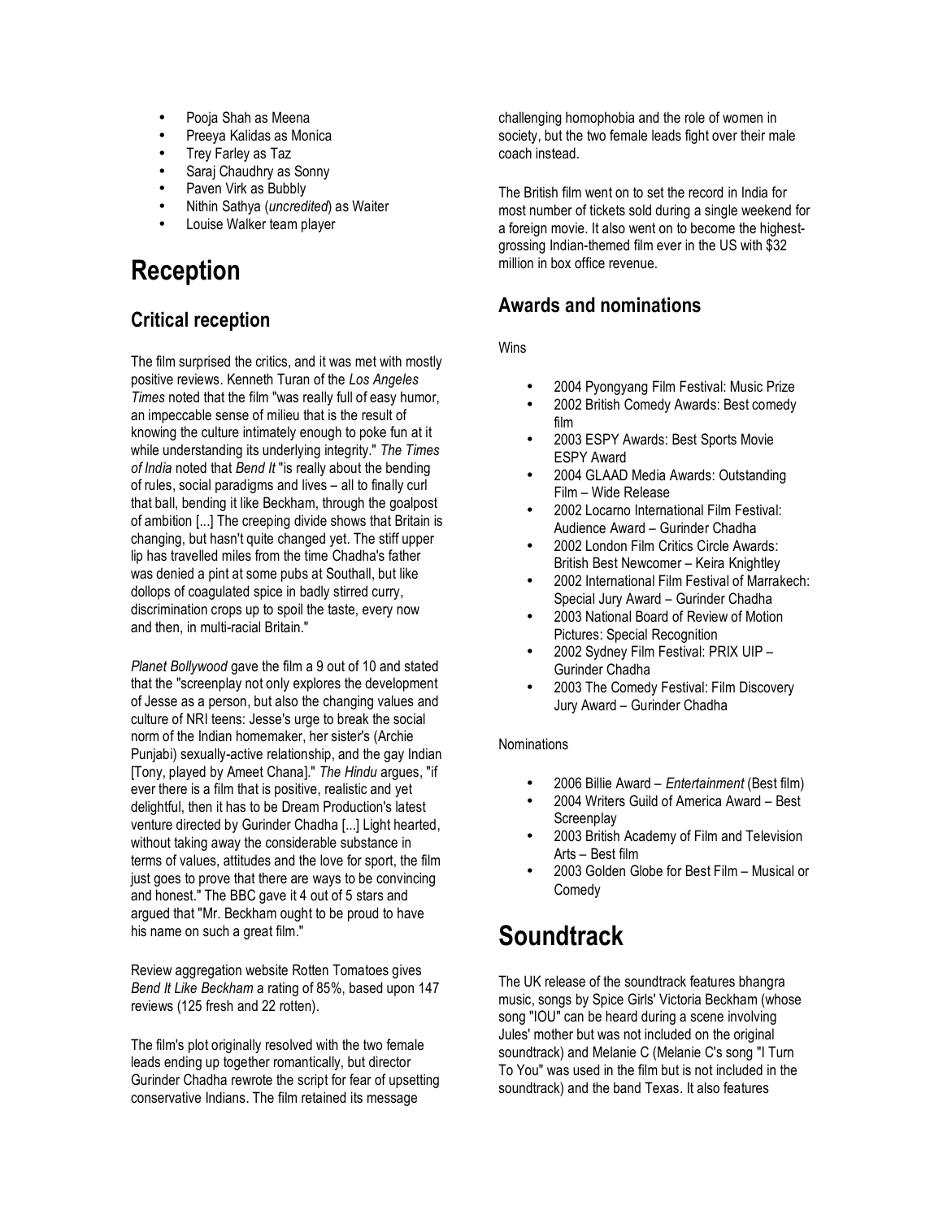- Pooja Shah as Meena
- Preeya Kalidas as Monica
- Trey Farley as Taz
- Saraj Chaudhry as Sonny
- Paven Virk as Bubbly
- Nithin Sathya (*uncredited*) as Waiter
- Louise Walker team player

# Reception

## Critical reception

The film surprised the critics, and it was met with mostly positive reviews. Kenneth Turan of the *Los Angeles Times* noted that the film "was really full of easy humor, an impeccable sense of milieu that is the result of knowing the culture intimately enough to poke fun at it while understanding its underlying integrity." *The Times of India* noted that *Bend It* "is really about the bending of rules, social paradigms and lives – all to finally curl that ball, bending it like Beckham, through the goalpost of ambition [...] The creeping divide shows that Britain is changing, but hasn't quite changed yet. The stiff upper lip has travelled miles from the time Chadha's father was denied a pint at some pubs at Southall, but like dollops of coagulated spice in badly stirred curry, discrimination crops up to spoil the taste, every now and then, in multi-racial Britain."

*Planet Bollywood* gave the film a 9 out of 10 and stated that the "screenplay not only explores the development of Jesse as a person, but also the changing values and culture of NRI teens: Jesse's urge to break the social norm of the Indian homemaker, her sister's (Archie Punjabi) sexually-active relationship, and the gay Indian [Tony, played by Ameet Chana]." *The Hindu* argues, "if ever there is a film that is positive, realistic and yet delightful, then it has to be Dream Production's latest venture directed by Gurinder Chadha [...] Light hearted, without taking away the considerable substance in terms of values, attitudes and the love for sport, the film just goes to prove that there are ways to be convincing and honest." The BBC gave it 4 out of 5 stars and argued that "Mr. Beckham ought to be proud to have his name on such a great film."

Review aggregation website Rotten Tomatoes gives *Bend It Like Beckham* a rating of 85%, based upon 147 reviews (125 fresh and 22 rotten).

The film's plot originally resolved with the two female leads ending up together romantically, but director Gurinder Chadha rewrote the script for fear of upsetting conservative Indians. The film retained its message challenging homophobia and the role of women in society, but the two female leads fight over their male coach instead.

The British film went on to set the record in India for most number of tickets sold during a single weekend for a foreign movie. It also went on to become the highest-grossing Indian-themed film ever in the US with $32 million in box office revenue.

## Awards and nominations

Wins

- 2004 Pyongyang Film Festival: Music Prize
- 2002 British Comedy Awards: Best comedy film
- 2003 ESPY Awards: Best Sports Movie ESPY Award
- 2004 GLAAD Media Awards: Outstanding Film – Wide Release
- 2002 Locarno International Film Festival: Audience Award – Gurinder Chadha
- 2002 London Film Critics Circle Awards: British Best Newcomer – Keira Knightley
- 2002 International Film Festival of Marrakech: Special Jury Award – Gurinder Chadha
- 2003 National Board of Review of Motion Pictures: Special Recognition
- 2002 Sydney Film Festival: PRIX UIP – Gurinder Chadha
- 2003 The Comedy Festival: Film Discovery Jury Award – Gurinder Chadha

Nominations

- 2006 Billie Award – *Entertainment* (Best film)
- 2004 Writers Guild of America Award – Best Screenplay
- 2003 British Academy of Film and Television Arts – Best film
- 2003 Golden Globe for Best Film – Musical or Comedy

# Soundtrack

The UK release of the soundtrack features bhangra music, songs by Spice Girls' Victoria Beckham (whose song "IOU" can be heard during a scene involving Jules' mother but was not included on the original soundtrack) and Melanie C (Melanie C's song "I Turn To You" was used in the film but is not included in the soundtrack) and the band Texas. It also features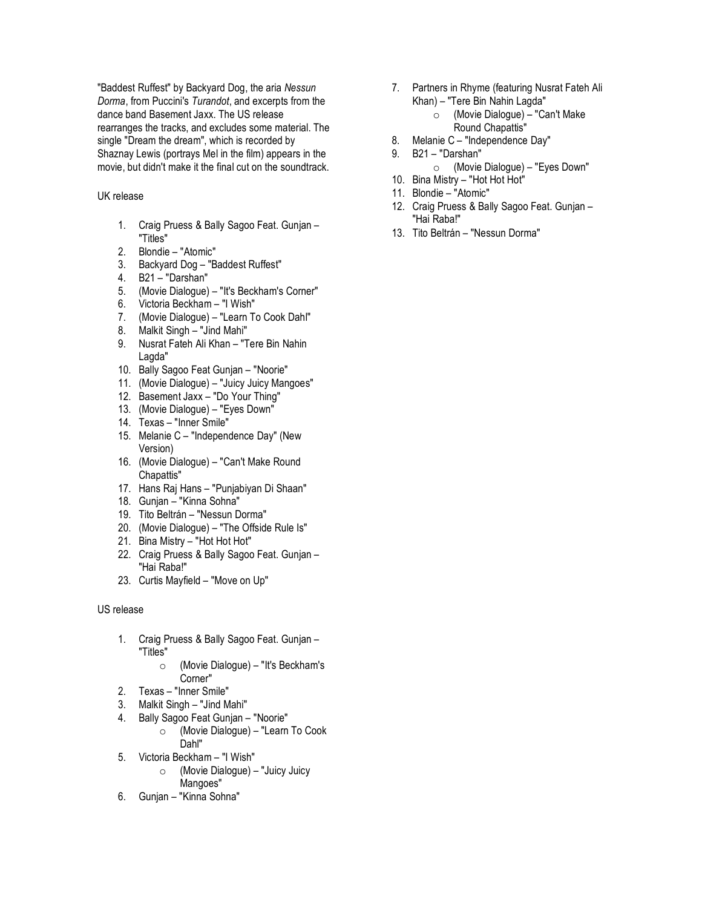"Baddest Ruffest" by Backyard Dog, the aria *Nessun Dorma*, from Puccini's *Turandot*, and excerpts from the dance band Basement Jaxx. The US release rearranges the tracks, and excludes some material. The single "Dream the dream", which is recorded by Shaznay Lewis (portrays Mel in the film) appears in the movie, but didn't make it the final cut on the soundtrack.

UK release

1. Craig Pruess & Bally Sagoo Feat. Gunjan – "Titles"
2. Blondie – "Atomic"
3. Backyard Dog – "Baddest Ruffest"
4. B21 – "Darshan"
5. (Movie Dialogue) – "It's Beckham's Corner"
6. Victoria Beckham – "I Wish"
7. (Movie Dialogue) – "Learn To Cook Dahl"
8. Malkit Singh – "Jind Mahi"
9. Nusrat Fateh Ali Khan – "Tere Bin Nahin Lagda"
10. Bally Sagoo Feat Gunjan – "Noorie"
11. (Movie Dialogue) – "Juicy Juicy Mangoes"
12. Basement Jaxx – "Do Your Thing"
13. (Movie Dialogue) – "Eyes Down"
14. Texas – "Inner Smile"
15. Melanie C – "Independence Day" (New Version)
16. (Movie Dialogue) – "Can't Make Round Chapattis"
17. Hans Raj Hans – "Punjabiyan Di Shaan"
18. Gunjan – "Kinna Sohna"
19. Tito Beltrán – "Nessun Dorma"
20. (Movie Dialogue) – "The Offside Rule Is"
21. Bina Mistry – "Hot Hot Hot"
22. Craig Pruess & Bally Sagoo Feat. Gunjan – "Hai Raba!"
23. Curtis Mayfield – "Move on Up"

US release

1. Craig Pruess & Bally Sagoo Feat. Gunjan – "Titles"
   - (Movie Dialogue) – "It's Beckham's Corner"
2. Texas – "Inner Smile"
3. Malkit Singh – "Jind Mahi"
4. Bally Sagoo Feat Gunjan – "Noorie"
   - (Movie Dialogue) – "Learn To Cook Dahl"
5. Victoria Beckham – "I Wish"
   - (Movie Dialogue) – "Juicy Juicy Mangoes"
6. Gunjan – "Kinna Sohna"
7. Partners in Rhyme (featuring Nusrat Fateh Ali Khan) – "Tere Bin Nahin Lagda"
   - (Movie Dialogue) – "Can't Make Round Chapattis"
8. Melanie C – "Independence Day"
9. B21 – "Darshan"
   - (Movie Dialogue) – "Eyes Down"
10. Bina Mistry – "Hot Hot Hot"
11. Blondie – "Atomic"
12. Craig Pruess & Bally Sagoo Feat. Gunjan – "Hai Raba!"
13. Tito Beltrán – "Nessun Dorma"